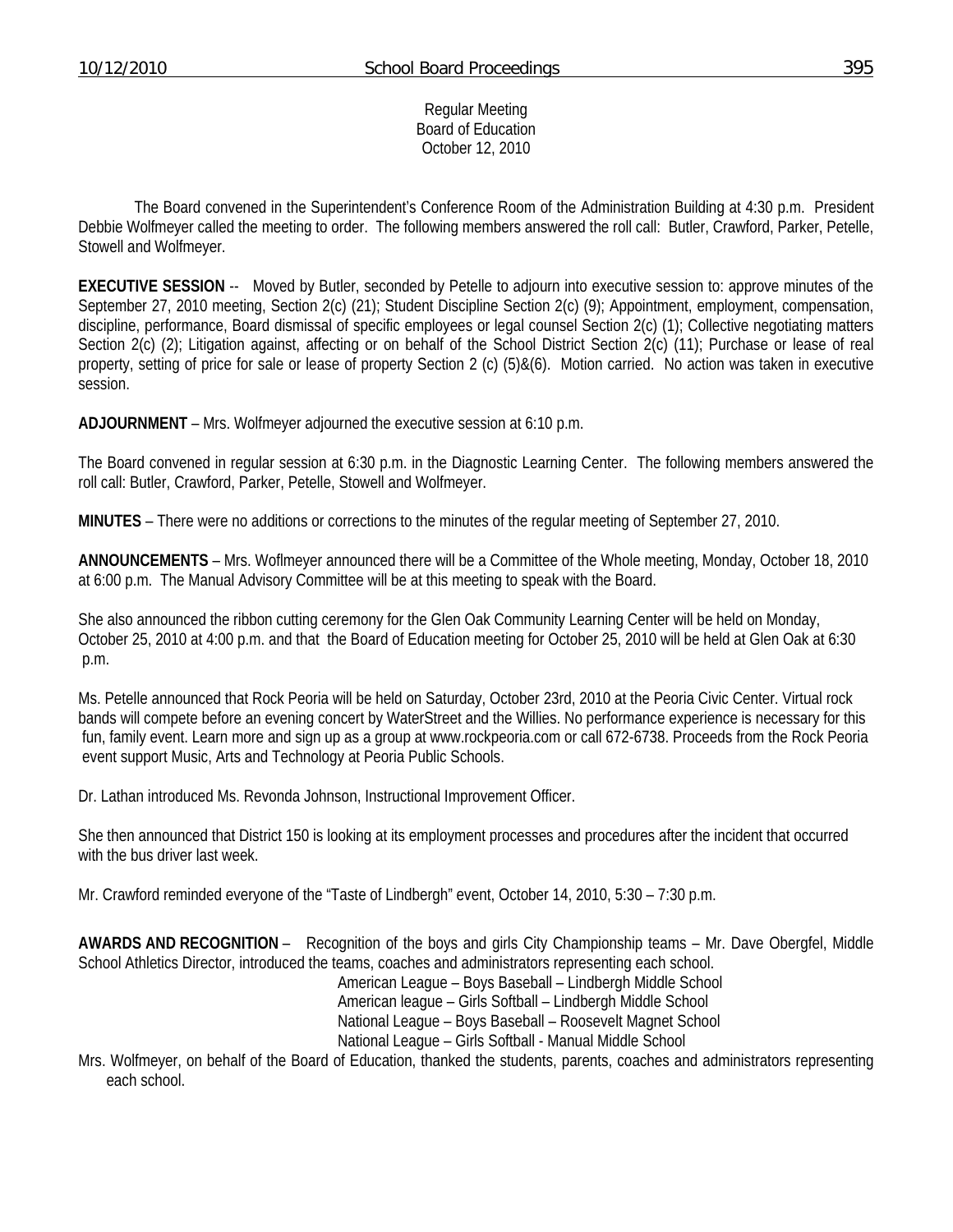Regular Meeting
Board of Education
October 12, 2010

The Board convened in the Superintendent's Conference Room of the Administration Building at 4:30 p.m. President Debbie Wolfmeyer called the meeting to order. The following members answered the roll call: Butler, Crawford, Parker, Petelle, Stowell and Wolfmeyer.

**EXECUTIVE SESSION** -- Moved by Butler, seconded by Petelle to adjourn into executive session to: approve minutes of the September 27, 2010 meeting, Section 2(c) (21); Student Discipline Section 2(c) (9); Appointment, employment, compensation, discipline, performance, Board dismissal of specific employees or legal counsel Section 2(c) (1); Collective negotiating matters Section 2(c) (2); Litigation against, affecting or on behalf of the School District Section 2(c) (11); Purchase or lease of real property, setting of price for sale or lease of property Section 2 (c) (5)&(6). Motion carried. No action was taken in executive session.

**ADJOURNMENT** – Mrs. Wolfmeyer adjourned the executive session at 6:10 p.m.

The Board convened in regular session at 6:30 p.m. in the Diagnostic Learning Center. The following members answered the roll call: Butler, Crawford, Parker, Petelle, Stowell and Wolfmeyer.

**MINUTES** – There were no additions or corrections to the minutes of the regular meeting of September 27, 2010.

**ANNOUNCEMENTS** – Mrs. Woflmeyer announced there will be a Committee of the Whole meeting, Monday, October 18, 2010 at 6:00 p.m. The Manual Advisory Committee will be at this meeting to speak with the Board.

She also announced the ribbon cutting ceremony for the Glen Oak Community Learning Center will be held on Monday, October 25, 2010 at 4:00 p.m. and that the Board of Education meeting for October 25, 2010 will be held at Glen Oak at 6:30 p.m.

Ms. Petelle announced that Rock Peoria will be held on Saturday, October 23rd, 2010 at the Peoria Civic Center. Virtual rock bands will compete before an evening concert by WaterStreet and the Willies. No performance experience is necessary for this fun, family event. Learn more and sign up as a group at www.rockpeoria.com or call 672-6738. Proceeds from the Rock Peoria event support Music, Arts and Technology at Peoria Public Schools.

Dr. Lathan introduced Ms. Revonda Johnson, Instructional Improvement Officer.

She then announced that District 150 is looking at its employment processes and procedures after the incident that occurred with the bus driver last week.

Mr. Crawford reminded everyone of the "Taste of Lindbergh" event, October 14, 2010, 5:30 – 7:30 p.m.

**AWARDS AND RECOGNITION** – Recognition of the boys and girls City Championship teams – Mr. Dave Obergfel, Middle School Athletics Director, introduced the teams, coaches and administrators representing each school.

American League – Boys Baseball – Lindbergh Middle School
American league – Girls Softball – Lindbergh Middle School
National League – Boys Baseball – Roosevelt Magnet School
National League – Girls Softball - Manual Middle School

Mrs. Wolfmeyer, on behalf of the Board of Education, thanked the students, parents, coaches and administrators representing each school.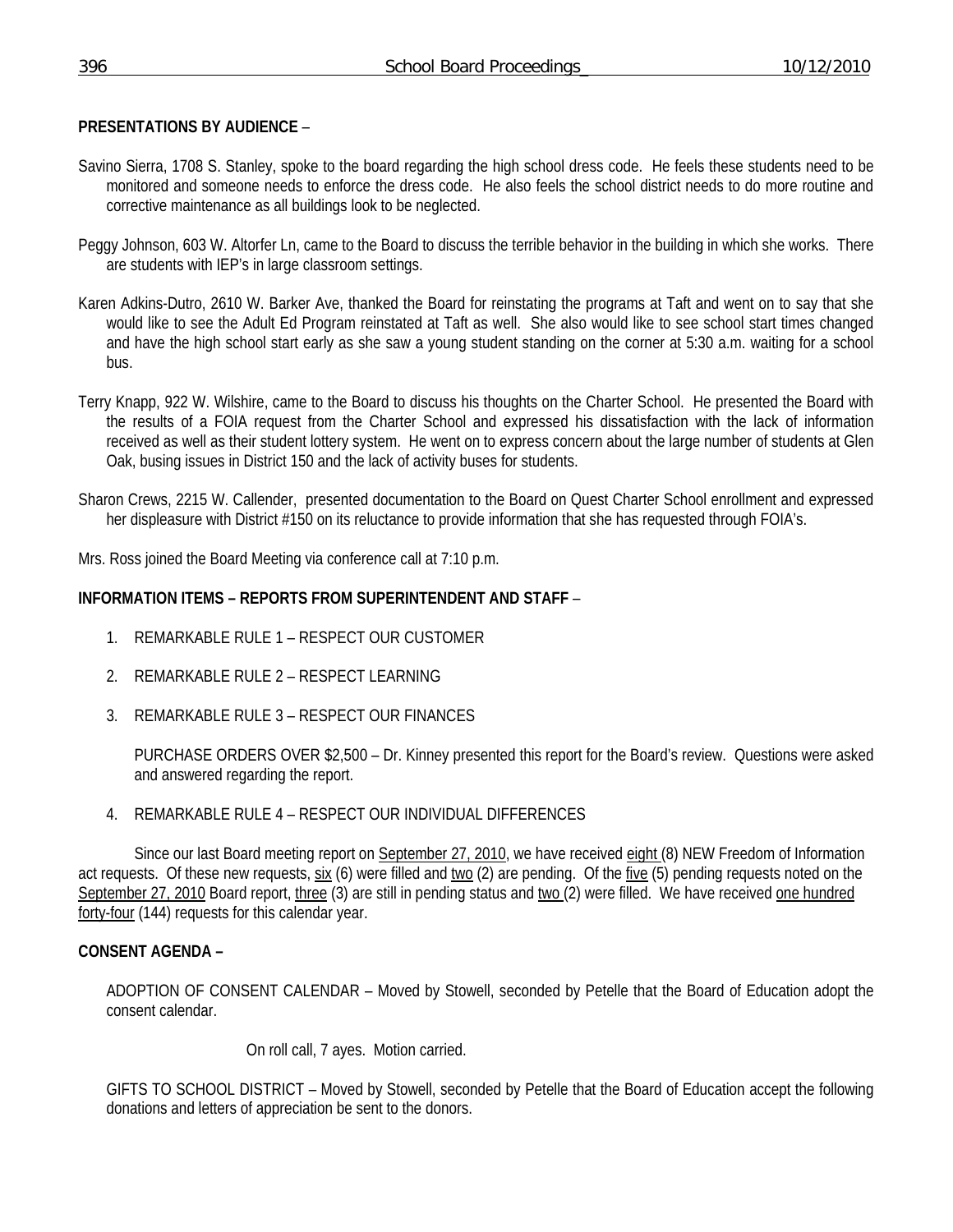**PRESENTATIONS BY AUDIENCE** –

Savino Sierra, 1708 S. Stanley, spoke to the board regarding the high school dress code. He feels these students need to be monitored and someone needs to enforce the dress code. He also feels the school district needs to do more routine and corrective maintenance as all buildings look to be neglected.

Peggy Johnson, 603 W. Altorfer Ln, came to the Board to discuss the terrible behavior in the building in which she works. There are students with IEP's in large classroom settings.

Karen Adkins-Dutro, 2610 W. Barker Ave, thanked the Board for reinstating the programs at Taft and went on to say that she would like to see the Adult Ed Program reinstated at Taft as well. She also would like to see school start times changed and have the high school start early as she saw a young student standing on the corner at 5:30 a.m. waiting for a school bus.

Terry Knapp, 922 W. Wilshire, came to the Board to discuss his thoughts on the Charter School. He presented the Board with the results of a FOIA request from the Charter School and expressed his dissatisfaction with the lack of information received as well as their student lottery system. He went on to express concern about the large number of students at Glen Oak, busing issues in District 150 and the lack of activity buses for students.

Sharon Crews, 2215 W. Callender, presented documentation to the Board on Quest Charter School enrollment and expressed her displeasure with District #150 on its reluctance to provide information that she has requested through FOIA's.

Mrs. Ross joined the Board Meeting via conference call at 7:10 p.m.

**INFORMATION ITEMS – REPORTS FROM SUPERINTENDENT AND STAFF** –

1. REMARKABLE RULE 1 – RESPECT OUR CUSTOMER
2. REMARKABLE RULE 2 – RESPECT LEARNING
3. REMARKABLE RULE 3 – RESPECT OUR FINANCES

   PURCHASE ORDERS OVER $2,500 – Dr. Kinney presented this report for the Board's review. Questions were asked and answered regarding the report.

4. REMARKABLE RULE 4 – RESPECT OUR INDIVIDUAL DIFFERENCES

Since our last Board meeting report on September 27, 2010, we have received eight (8) NEW Freedom of Information act requests. Of these new requests, six (6) were filled and two (2) are pending. Of the five (5) pending requests noted on the September 27, 2010 Board report, three (3) are still in pending status and two (2) were filled. We have received one hundred forty-four (144) requests for this calendar year.

**CONSENT AGENDA –**

ADOPTION OF CONSENT CALENDAR – Moved by Stowell, seconded by Petelle that the Board of Education adopt the consent calendar.

On roll call, 7 ayes. Motion carried.

GIFTS TO SCHOOL DISTRICT – Moved by Stowell, seconded by Petelle that the Board of Education accept the following donations and letters of appreciation be sent to the donors.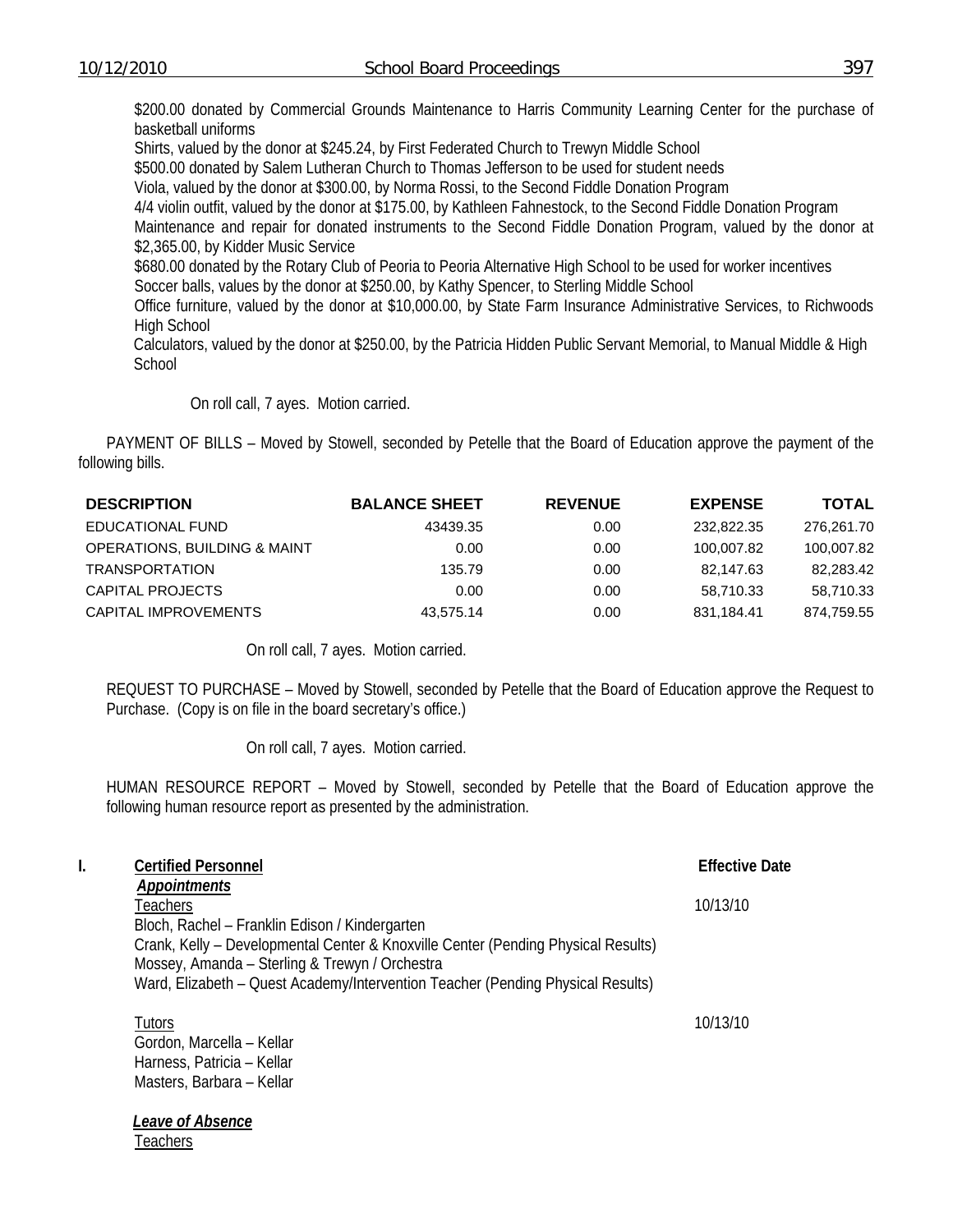$200.00 donated by Commercial Grounds Maintenance to Harris Community Learning Center for the purchase of basketball uniforms
Shirts, valued by the donor at $245.24, by First Federated Church to Trewyn Middle School
$500.00 donated by Salem Lutheran Church to Thomas Jefferson to be used for student needs
Viola, valued by the donor at $300.00, by Norma Rossi, to the Second Fiddle Donation Program
4/4 violin outfit, valued by the donor at $175.00, by Kathleen Fahnestock, to the Second Fiddle Donation Program
Maintenance and repair for donated instruments to the Second Fiddle Donation Program, valued by the donor at $2,365.00, by Kidder Music Service
$680.00 donated by the Rotary Club of Peoria to Peoria Alternative High School to be used for worker incentives
Soccer balls, values by the donor at $250.00, by Kathy Spencer, to Sterling Middle School
Office furniture, valued by the donor at $10,000.00, by State Farm Insurance Administrative Services, to Richwoods High School
Calculators, valued by the donor at $250.00, by the Patricia Hidden Public Servant Memorial, to Manual Middle & High School

On roll call, 7 ayes. Motion carried.

PAYMENT OF BILLS – Moved by Stowell, seconded by Petelle that the Board of Education approve the payment of the following bills.

| DESCRIPTION | BALANCE SHEET | REVENUE | EXPENSE | TOTAL |
|---|---|---|---|---|
| EDUCATIONAL FUND | 43439.35 | 0.00 | 232,822.35 | 276,261.70 |
| OPERATIONS, BUILDING & MAINT | 0.00 | 0.00 | 100,007.82 | 100,007.82 |
| TRANSPORTATION | 135.79 | 0.00 | 82,147.63 | 82,283.42 |
| CAPITAL PROJECTS | 0.00 | 0.00 | 58,710.33 | 58,710.33 |
| CAPITAL IMPROVEMENTS | 43,575.14 | 0.00 | 831,184.41 | 874,759.55 |

On roll call, 7 ayes. Motion carried.

REQUEST TO PURCHASE – Moved by Stowell, seconded by Petelle that the Board of Education approve the Request to Purchase. (Copy is on file in the board secretary's office.)

On roll call, 7 ayes. Motion carried.

HUMAN RESOURCE REPORT – Moved by Stowell, seconded by Petelle that the Board of Education approve the following human resource report as presented by the administration.

**I. Certified Personnel** — **Effective Date**

***Appointments***

Teachers — 10/13/10

Bloch, Rachel – Franklin Edison / Kindergarten
Crank, Kelly – Developmental Center & Knoxville Center (Pending Physical Results)
Mossey, Amanda – Sterling & Trewyn / Orchestra
Ward, Elizabeth – Quest Academy/Intervention Teacher (Pending Physical Results)

Tutors — 10/13/10

Gordon, Marcella – Kellar
Harness, Patricia – Kellar
Masters, Barbara – Kellar

***Leave of Absence***

Teachers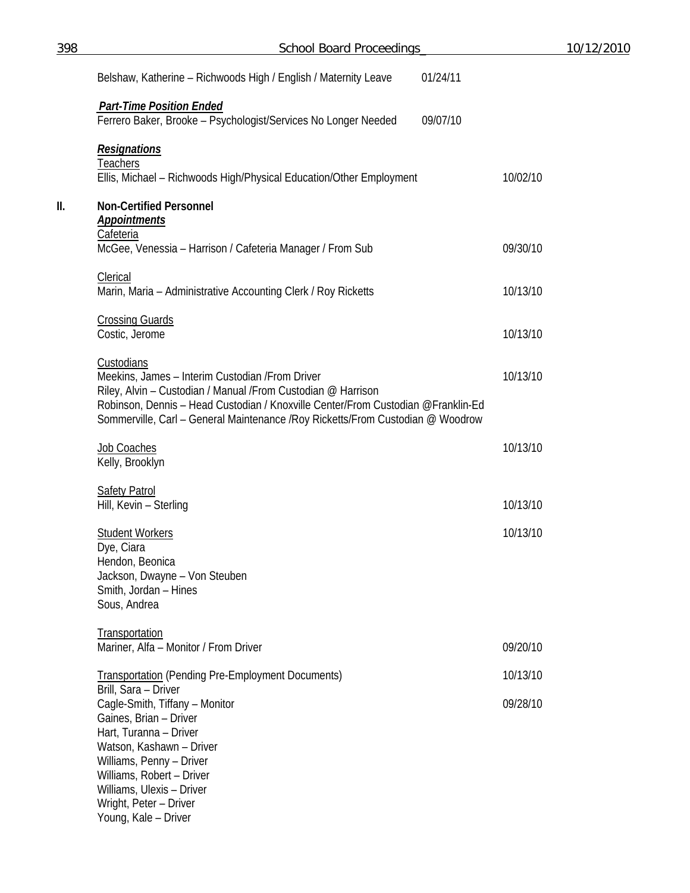Belshaw, Katherine – Richwoods High / English / Maternity Leave 01/24/11

***Part-Time Position Ended***

Ferrero Baker, Brooke – Psychologist/Services No Longer Needed 09/07/10

***Resignations***

Teachers

Ellis, Michael – Richwoods High/Physical Education/Other Employment 10/02/10

## II. Non-Certified Personnel

***Appointments***

Cafeteria

McGee, Venessia – Harrison / Cafeteria Manager / From Sub 09/30/10

Clerical

Marin, Maria – Administrative Accounting Clerk / Roy Ricketts 10/13/10

Crossing Guards

Costic, Jerome 10/13/10

Custodians

Meekins, James – Interim Custodian /From Driver 10/13/10

Riley, Alvin – Custodian / Manual /From Custodian @ Harrison

Robinson, Dennis – Head Custodian / Knoxville Center/From Custodian @Franklin-Ed

Sommerville, Carl – General Maintenance /Roy Ricketts/From Custodian @ Woodrow

Job Coaches 10/13/10

Kelly, Brooklyn

Safety Patrol

Hill, Kevin – Sterling 10/13/10

Student Workers 10/13/10

Dye, Ciara

Hendon, Beonica

Jackson, Dwayne – Von Steuben

Smith, Jordan – Hines

Sous, Andrea

Transportation

Mariner, Alfa – Monitor / From Driver 09/20/10

Transportation (Pending Pre-Employment Documents) 10/13/10

Brill, Sara – Driver

Cagle-Smith, Tiffany – Monitor 09/28/10

Gaines, Brian – Driver

Hart, Turanna – Driver

Watson, Kashawn – Driver

Williams, Penny – Driver

Williams, Robert – Driver

Williams, Ulexis – Driver

Wright, Peter – Driver

Young, Kale – Driver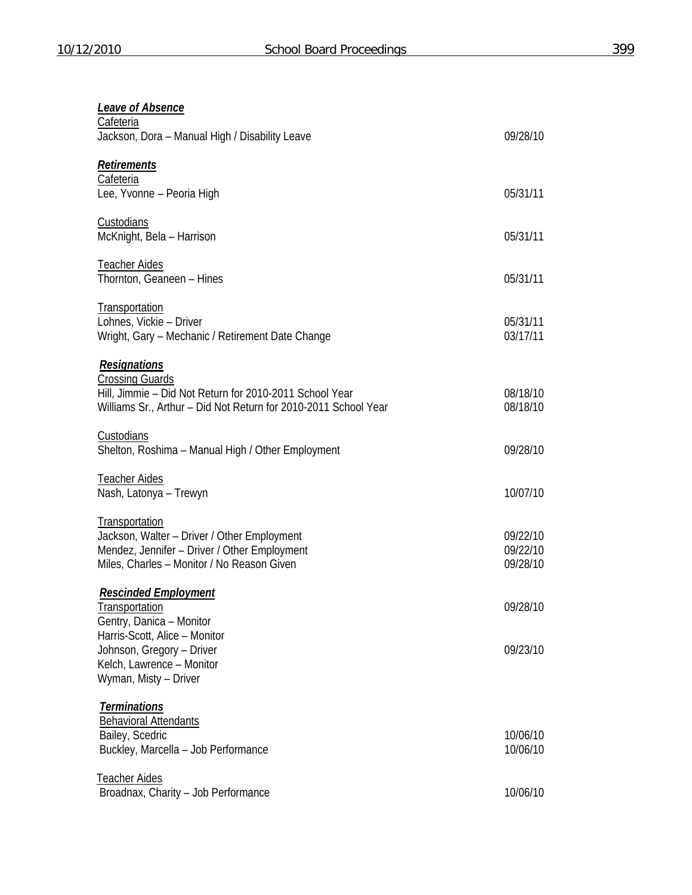***Leave of Absence***

Cafeteria

Jackson, Dora – Manual High / Disability Leave 09/28/10

***Retirements***

Cafeteria

Lee, Yvonne – Peoria High 05/31/11

Custodians

McKnight, Bela – Harrison 05/31/11

Teacher Aides

Thornton, Geaneen – Hines 05/31/11

Transportation

Lohnes, Vickie – Driver 05/31/11

Wright, Gary – Mechanic / Retirement Date Change 03/17/11

***Resignations***

Crossing Guards

Hill, Jimmie – Did Not Return for 2010-2011 School Year 08/18/10

Williams Sr., Arthur – Did Not Return for 2010-2011 School Year 08/18/10

Custodians

Shelton, Roshima – Manual High / Other Employment 09/28/10

Teacher Aides

Nash, Latonya – Trewyn 10/07/10

Transportation

Jackson, Walter – Driver / Other Employment 09/22/10

Mendez, Jennifer – Driver / Other Employment 09/22/10

Miles, Charles – Monitor / No Reason Given 09/28/10

***Rescinded Employment***

Transportation 09/28/10

Gentry, Danica – Monitor

Harris-Scott, Alice – Monitor

Johnson, Gregory – Driver 09/23/10

Kelch, Lawrence – Monitor

Wyman, Misty – Driver

***Terminations***

Behavioral Attendants

Bailey, Scedric 10/06/10

Buckley, Marcella – Job Performance 10/06/10

Teacher Aides

Broadnax, Charity – Job Performance 10/06/10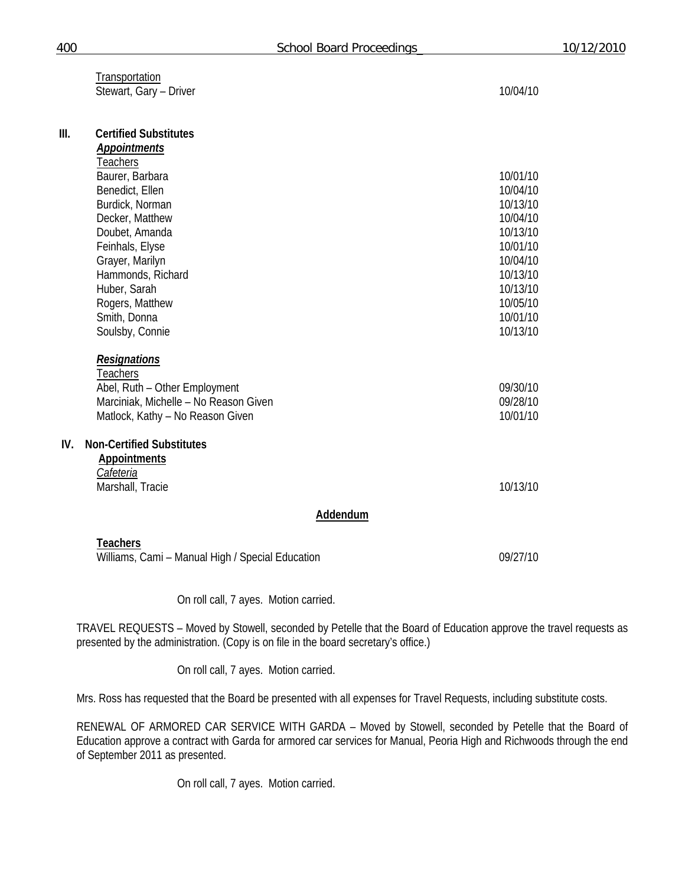Transportation

| | |
|---|---|
| Stewart, Gary – Driver | 10/04/10 |

**III. Certified Substitutes**

***Appointments***

Teachers

| | |
|---|---|
| Baurer, Barbara | 10/01/10 |
| Benedict, Ellen | 10/04/10 |
| Burdick, Norman | 10/13/10 |
| Decker, Matthew | 10/04/10 |
| Doubet, Amanda | 10/13/10 |
| Feinhals, Elyse | 10/01/10 |
| Grayer, Marilyn | 10/04/10 |
| Hammonds, Richard | 10/13/10 |
| Huber, Sarah | 10/13/10 |
| Rogers, Matthew | 10/05/10 |
| Smith, Donna | 10/01/10 |
| Soulsby, Connie | 10/13/10 |

***Resignations***

Teachers

| | |
|---|---|
| Abel, Ruth – Other Employment | 09/30/10 |
| Marciniak, Michelle – No Reason Given | 09/28/10 |
| Matlock, Kathy – No Reason Given | 10/01/10 |

**IV. Non-Certified Substitutes**

**Appointments**

*Cafeteria*

| | |
|---|---|
| Marshall, Tracie | 10/13/10 |

**Addendum**

**Teachers**

| | |
|---|---|
| Williams, Cami – Manual High / Special Education | 09/27/10 |

On roll call, 7 ayes. Motion carried.

TRAVEL REQUESTS – Moved by Stowell, seconded by Petelle that the Board of Education approve the travel requests as presented by the administration. (Copy is on file in the board secretary's office.)

On roll call, 7 ayes. Motion carried.

Mrs. Ross has requested that the Board be presented with all expenses for Travel Requests, including substitute costs.

RENEWAL OF ARMORED CAR SERVICE WITH GARDA – Moved by Stowell, seconded by Petelle that the Board of Education approve a contract with Garda for armored car services for Manual, Peoria High and Richwoods through the end of September 2011 as presented.

On roll call, 7 ayes. Motion carried.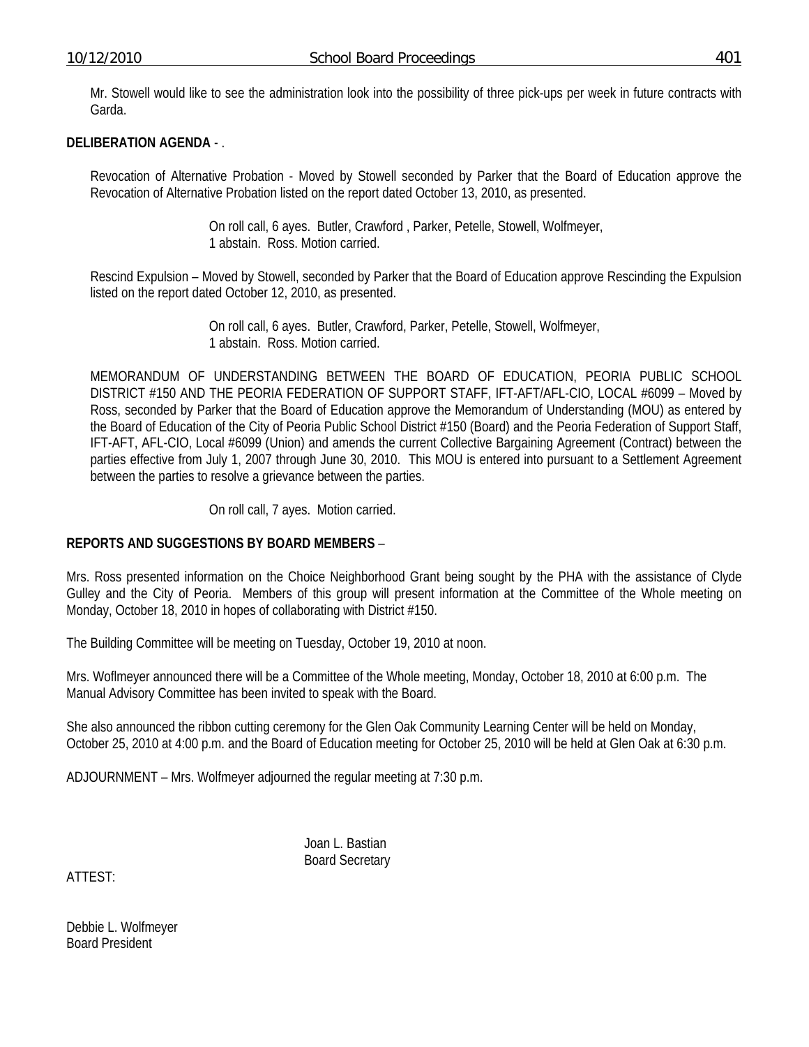Mr. Stowell would like to see the administration look into the possibility of three pick-ups per week in future contracts with Garda.

**DELIBERATION AGENDA** - .

Revocation of Alternative Probation - Moved by Stowell seconded by Parker that the Board of Education approve the Revocation of Alternative Probation listed on the report dated October 13, 2010, as presented.

On roll call, 6 ayes. Butler, Crawford , Parker, Petelle, Stowell, Wolfmeyer, 1 abstain. Ross. Motion carried.

Rescind Expulsion – Moved by Stowell, seconded by Parker that the Board of Education approve Rescinding the Expulsion listed on the report dated October 12, 2010, as presented.

On roll call, 6 ayes. Butler, Crawford, Parker, Petelle, Stowell, Wolfmeyer, 1 abstain. Ross. Motion carried.

MEMORANDUM OF UNDERSTANDING BETWEEN THE BOARD OF EDUCATION, PEORIA PUBLIC SCHOOL DISTRICT #150 AND THE PEORIA FEDERATION OF SUPPORT STAFF, IFT-AFT/AFL-CIO, LOCAL #6099 – Moved by Ross, seconded by Parker that the Board of Education approve the Memorandum of Understanding (MOU) as entered by the Board of Education of the City of Peoria Public School District #150 (Board) and the Peoria Federation of Support Staff, IFT-AFT, AFL-CIO, Local #6099 (Union) and amends the current Collective Bargaining Agreement (Contract) between the parties effective from July 1, 2007 through June 30, 2010. This MOU is entered into pursuant to a Settlement Agreement between the parties to resolve a grievance between the parties.

On roll call, 7 ayes. Motion carried.

**REPORTS AND SUGGESTIONS BY BOARD MEMBERS** –

Mrs. Ross presented information on the Choice Neighborhood Grant being sought by the PHA with the assistance of Clyde Gulley and the City of Peoria. Members of this group will present information at the Committee of the Whole meeting on Monday, October 18, 2010 in hopes of collaborating with District #150.

The Building Committee will be meeting on Tuesday, October 19, 2010 at noon.

Mrs. Woflmeyer announced there will be a Committee of the Whole meeting, Monday, October 18, 2010 at 6:00 p.m. The Manual Advisory Committee has been invited to speak with the Board.

She also announced the ribbon cutting ceremony for the Glen Oak Community Learning Center will be held on Monday, October 25, 2010 at 4:00 p.m. and the Board of Education meeting for October 25, 2010 will be held at Glen Oak at 6:30 p.m.

ADJOURNMENT – Mrs. Wolfmeyer adjourned the regular meeting at 7:30 p.m.

Joan L. Bastian
Board Secretary

ATTEST:

Debbie L. Wolfmeyer
Board President